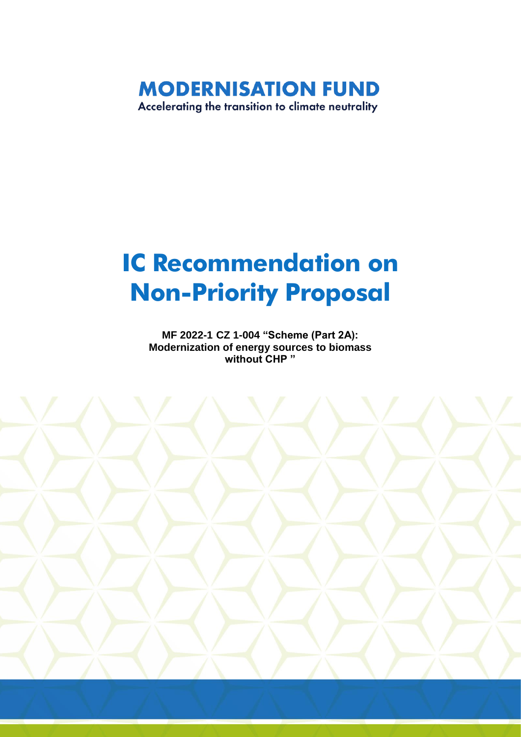**MODERNISATION FUND**

Accelerating the transition to climate neutrality

# IC Recommendation on Non-Priority Proposal

**MF 2022-1 CZ 1-004 "Scheme (Part 2A): Modernization of energy sources to biomass without CHP "**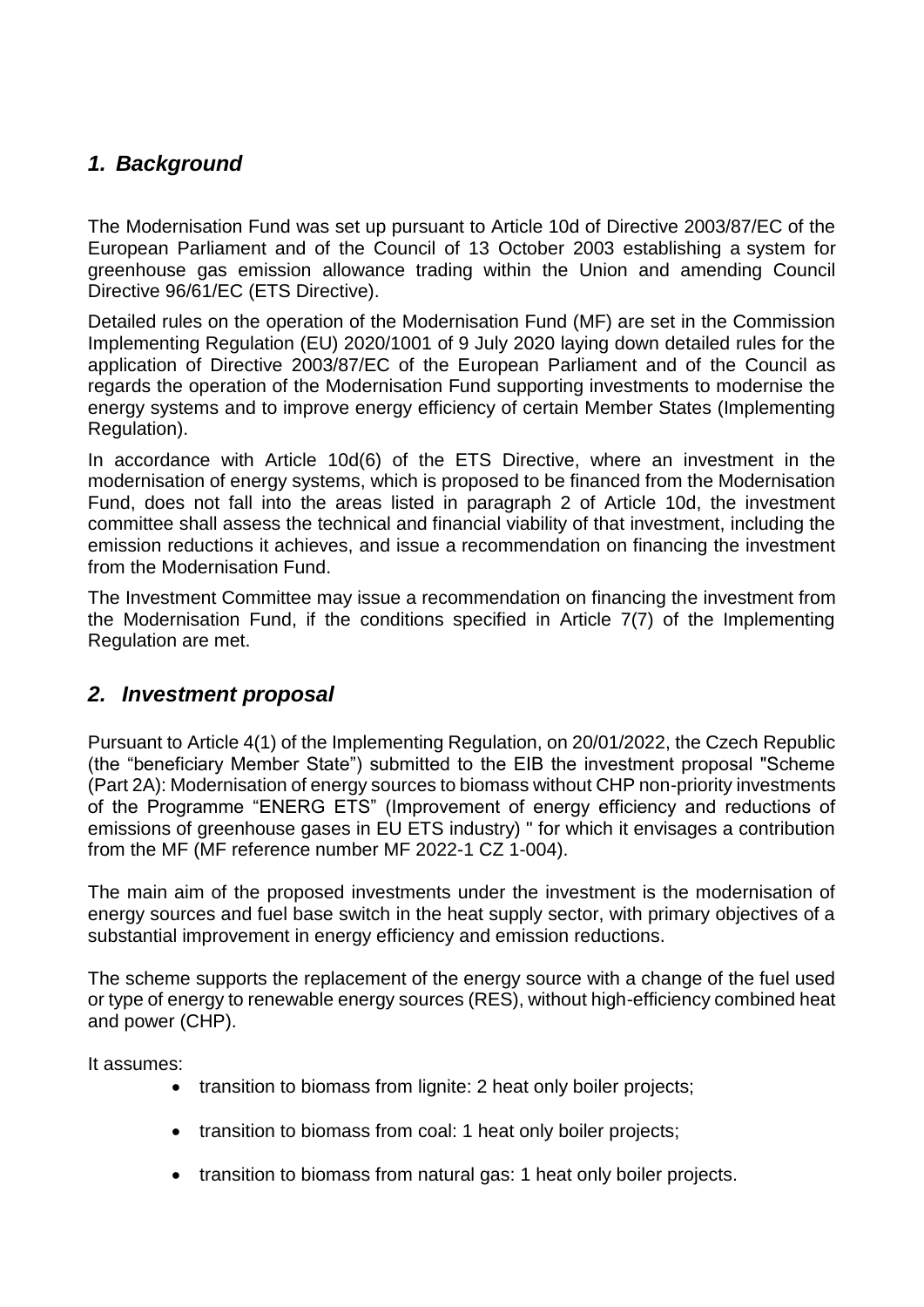## *1. Background*

The Modernisation Fund was set up pursuant to Article 10d of Directive 2003/87/EC of the European Parliament and of the Council of 13 October 2003 establishing a system for greenhouse gas emission allowance trading within the Union and amending Council Directive 96/61/EC (ETS Directive).

Detailed rules on the operation of the Modernisation Fund (MF) are set in the Commission Implementing Regulation (EU) 2020/1001 of 9 July 2020 laying down detailed rules for the application of Directive 2003/87/EC of the European Parliament and of the Council as regards the operation of the Modernisation Fund supporting investments to modernise the energy systems and to improve energy efficiency of certain Member States (Implementing Regulation).

In accordance with Article 10d(6) of the ETS Directive, where an investment in the modernisation of energy systems, which is proposed to be financed from the Modernisation Fund, does not fall into the areas listed in paragraph 2 of Article 10d, the investment committee shall assess the technical and financial viability of that investment, including the emission reductions it achieves, and issue a recommendation on financing the investment from the Modernisation Fund.

The Investment Committee may issue a recommendation on financing the investment from the Modernisation Fund, if the conditions specified in Article 7(7) of the Implementing Regulation are met.

## *2. Investment proposal*

Pursuant to Article 4(1) of the Implementing Regulation, on 20/01/2022, the Czech Republic (the "beneficiary Member State") submitted to the EIB the investment proposal "Scheme (Part 2A): Modernisation of energy sources to biomass without CHP non-priority investments of the Programme "ENERG ETS" (Improvement of energy efficiency and reductions of emissions of greenhouse gases in EU ETS industry) " for which it envisages a contribution from the MF (MF reference number MF 2022-1 CZ 1-004).

The main aim of the proposed investments under the investment is the modernisation of energy sources and fuel base switch in the heat supply sector, with primary objectives of a substantial improvement in energy efficiency and emission reductions.

The scheme supports the replacement of the energy source with a change of the fuel used or type of energy to renewable energy sources (RES), without high-efficiency combined heat and power (CHP).

It assumes:

- transition to biomass from lignite: 2 heat only boiler projects;
- transition to biomass from coal: 1 heat only boiler projects;
- transition to biomass from natural gas: 1 heat only boiler projects.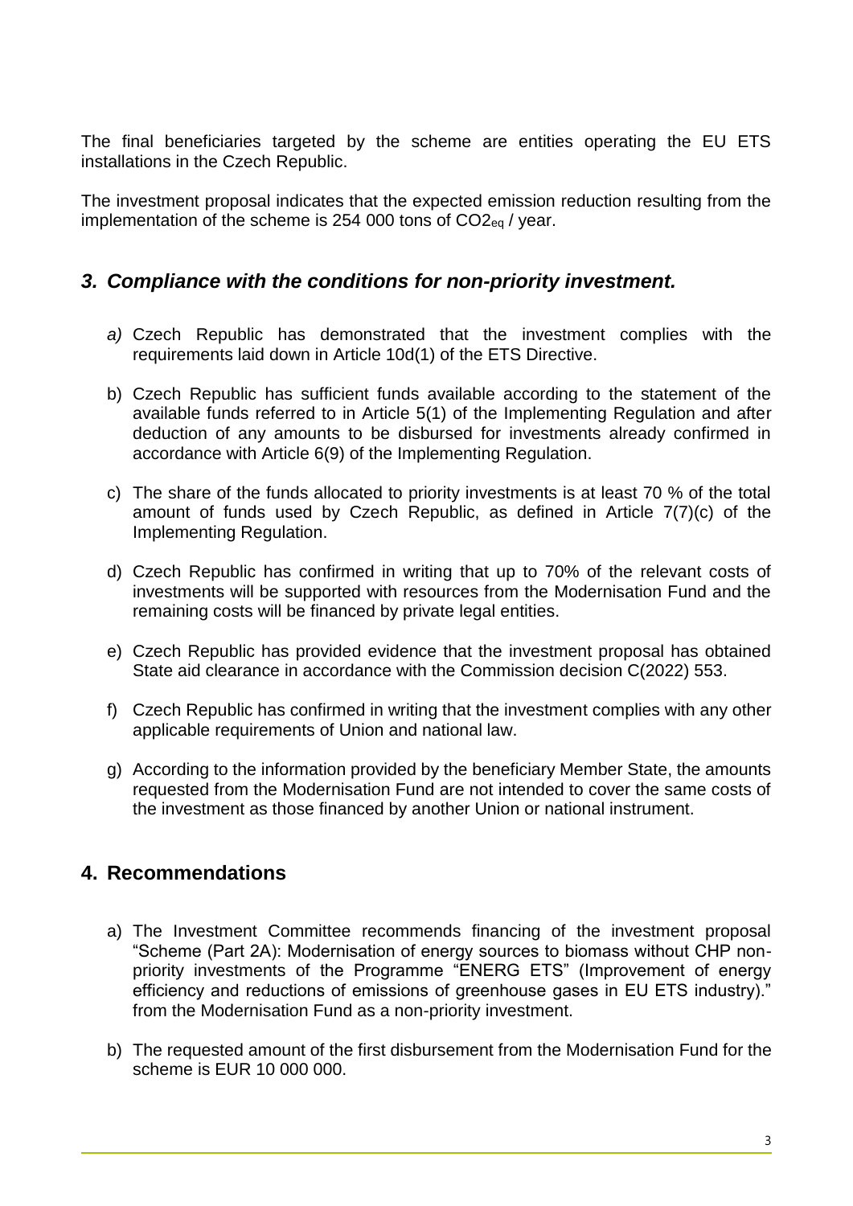The final beneficiaries targeted by the scheme are entities operating the EU ETS installations in the Czech Republic.

The investment proposal indicates that the expected emission reduction resulting from the implementation of the scheme is 254 000 tons of $CO2_{eq}$ / year.

## *3. Compliance with the conditions for non-priority investment.*

*a)* Czech Republic has demonstrated that the investment complies with the requirements laid down in Article 10d(1) of the ETS Directive.

b) Czech Republic has sufficient funds available according to the statement of the available funds referred to in Article 5(1) of the Implementing Regulation and after deduction of any amounts to be disbursed for investments already confirmed in accordance with Article 6(9) of the Implementing Regulation.

c) The share of the funds allocated to priority investments is at least 70 % of the total amount of funds used by Czech Republic, as defined in Article 7(7)(c) of the Implementing Regulation.

d) Czech Republic has confirmed in writing that up to 70% of the relevant costs of investments will be supported with resources from the Modernisation Fund and the remaining costs will be financed by private legal entities.

e) Czech Republic has provided evidence that the investment proposal has obtained State aid clearance in accordance with the Commission decision C(2022) 553.

f) Czech Republic has confirmed in writing that the investment complies with any other applicable requirements of Union and national law.

g) According to the information provided by the beneficiary Member State, the amounts requested from the Modernisation Fund are not intended to cover the same costs of the investment as those financed by another Union or national instrument.

## 4. Recommendations

a) The Investment Committee recommends financing of the investment proposal "Scheme (Part 2A): Modernisation of energy sources to biomass without CHP non-priority investments of the Programme "ENERG ETS" (Improvement of energy efficiency and reductions of emissions of greenhouse gases in EU ETS industry)." from the Modernisation Fund as a non-priority investment.

b) The requested amount of the first disbursement from the Modernisation Fund for the scheme is EUR 10 000 000.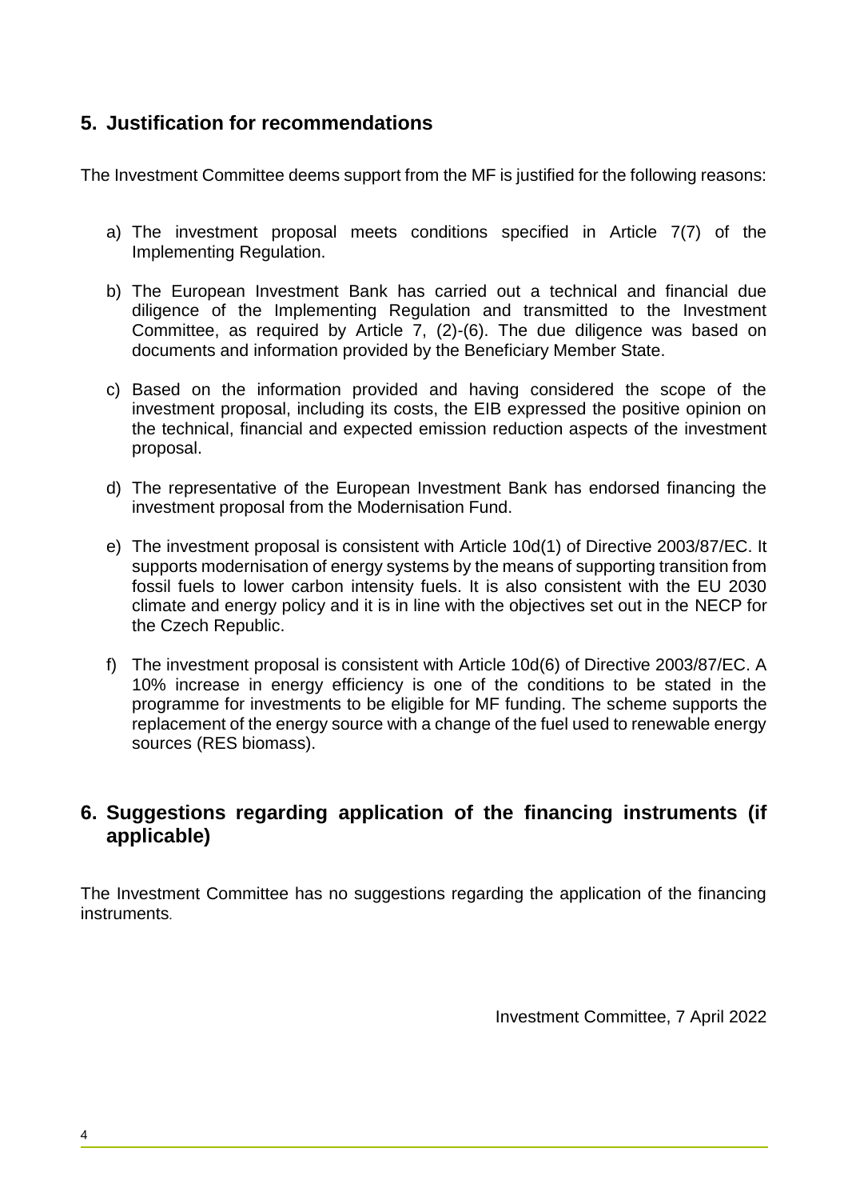## 5. Justification for recommendations

The Investment Committee deems support from the MF is justified for the following reasons:

a) The investment proposal meets conditions specified in Article 7(7) of the Implementing Regulation.

b) The European Investment Bank has carried out a technical and financial due diligence of the Implementing Regulation and transmitted to the Investment Committee, as required by Article 7, (2)-(6). The due diligence was based on documents and information provided by the Beneficiary Member State.

c) Based on the information provided and having considered the scope of the investment proposal, including its costs, the EIB expressed the positive opinion on the technical, financial and expected emission reduction aspects of the investment proposal.

d) The representative of the European Investment Bank has endorsed financing the investment proposal from the Modernisation Fund.

e) The investment proposal is consistent with Article 10d(1) of Directive 2003/87/EC. It supports modernisation of energy systems by the means of supporting transition from fossil fuels to lower carbon intensity fuels. It is also consistent with the EU 2030 climate and energy policy and it is in line with the objectives set out in the NECP for the Czech Republic.

f) The investment proposal is consistent with Article 10d(6) of Directive 2003/87/EC. A 10% increase in energy efficiency is one of the conditions to be stated in the programme for investments to be eligible for MF funding. The scheme supports the replacement of the energy source with a change of the fuel used to renewable energy sources (RES biomass).

## 6. Suggestions regarding application of the financing instruments (if applicable)

The Investment Committee has no suggestions regarding the application of the financing instruments.

Investment Committee, 7 April 2022